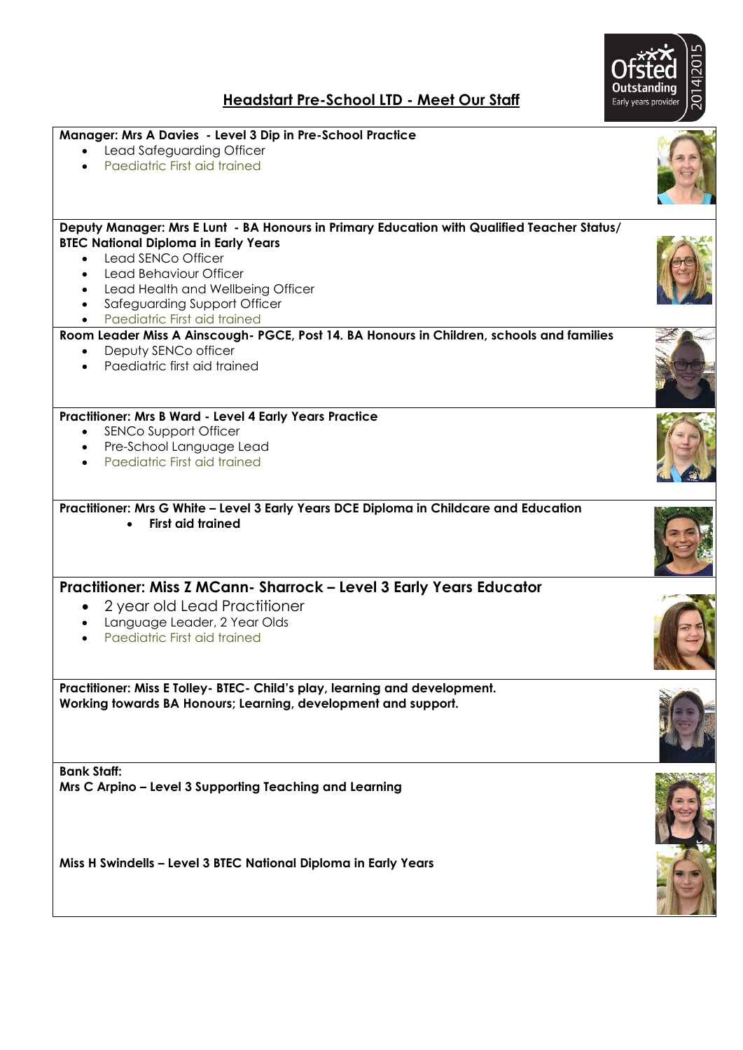# Headstart Pre-School LTD - Meet Our Staff

Ofsted Outstanding Early years provider 2014|2015

**Manager: Mrs A Davies - Level 3 Dip in Pre-School Practice**

- Lead Safeguarding Officer
- Paediatric First aid trained

**Deputy Manager: Mrs E Lunt - BA Honours in Primary Education with Qualified Teacher Status/ BTEC National Diploma in Early Years**

- Lead SENCo Officer
- Lead Behaviour Officer
- Lead Health and Wellbeing Officer
- Safeguarding Support Officer
- Paediatric First aid trained

**Room Leader Miss A Ainscough- PGCE, Post 14. BA Honours in Children, schools and families**

- Deputy SENCo officer
- Paediatric first aid trained

**Practitioner: Mrs B Ward - Level 4 Early Years Practice**

- SENCo Support Officer
- Pre-School Language Lead
- Paediatric First aid trained

**Practitioner: Mrs G White – Level 3 Early Years DCE Diploma in Childcare and Education**

- **First aid trained**

**Practitioner: Miss Z MCann- Sharrock – Level 3 Early Years Educator**

- 2 year old Lead Practitioner
- Language Leader, 2 Year Olds
- Paediatric First aid trained

**Practitioner: Miss E Tolley- BTEC- Child's play, learning and development.**
**Working towards BA Honours; Learning, development and support.**

**Bank Staff:**
**Mrs C Arpino – Level 3 Supporting Teaching and Learning**

**Miss H Swindells – Level 3 BTEC National Diploma in Early Years**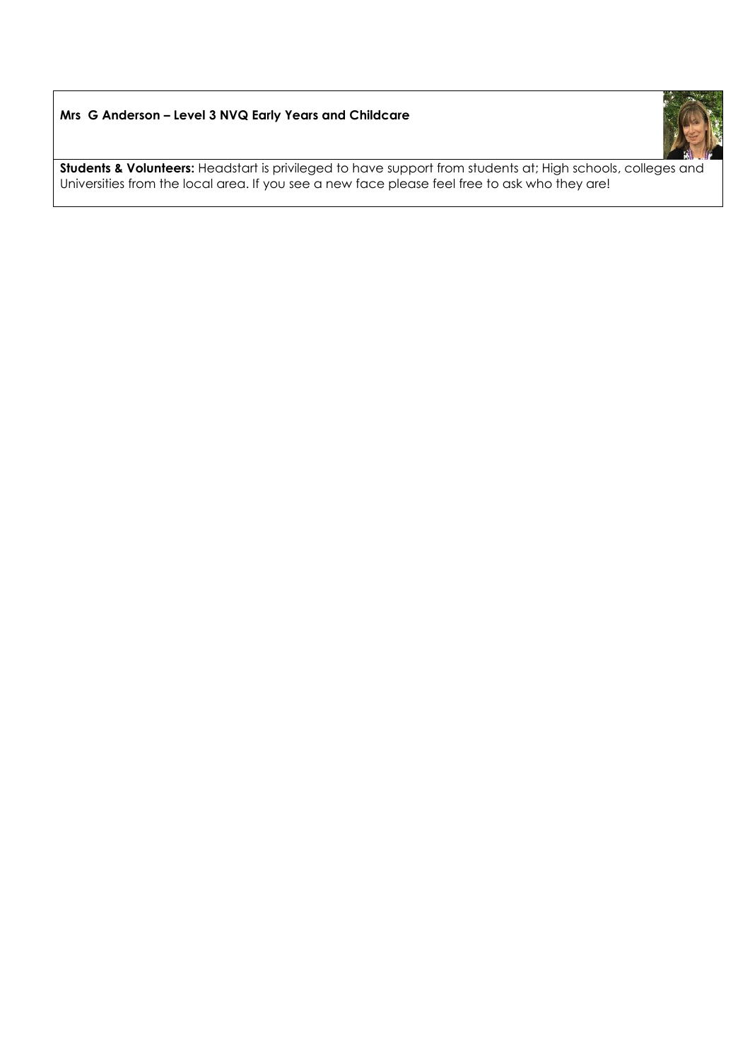**Mrs G Anderson – Level 3 NVQ Early Years and Childcare**

**Students & Volunteers:** Headstart is privileged to have support from students at; High schools, colleges and Universities from the local area. If you see a new face please feel free to ask who they are!